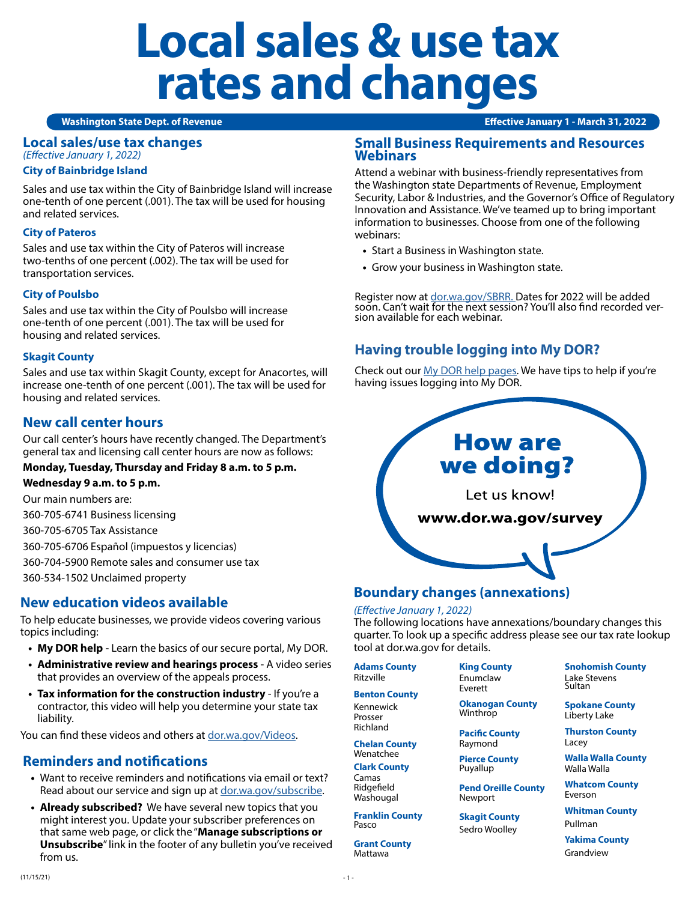# Local sales & use tax rates and changes

**Washington State Dept. of Revenue** — **Effective January 1 - March 31, 2022**

## Local sales/use tax changes

*(Effective January 1, 2022)*

### City of Bainbridge Island

Sales and use tax within the City of Bainbridge Island will increase one-tenth of one percent (.001). The tax will be used for housing and related services.

### City of Pateros

Sales and use tax within the City of Pateros will increase two-tenths of one percent (.002). The tax will be used for transportation services.

### City of Poulsbo

Sales and use tax within the City of Poulsbo will increase one-tenth of one percent (.001). The tax will be used for housing and related services.

### Skagit County

Sales and use tax within Skagit County, except for Anacortes, will increase one-tenth of one percent (.001). The tax will be used for housing and related services.

## New call center hours

Our call center's hours have recently changed. The Department's general tax and licensing call center hours are now as follows:

**Monday, Tuesday, Thursday and Friday 8 a.m. to 5 p.m.**

**Wednesday 9 a.m. to 5 p.m.**

Our main numbers are:

360-705-6741 Business licensing

360-705-6705 Tax Assistance

360-705-6706 Español (impuestos y licencias)

360-704-5900 Remote sales and consumer use tax

360-534-1502 Unclaimed property

## New education videos available

To help educate businesses, we provide videos covering various topics including:

- **My DOR help** - Learn the basics of our secure portal, My DOR.
- **Administrative review and hearings process** - A video series that provides an overview of the appeals process.
- **Tax information for the construction industry** - If you're a contractor, this video will help you determine your state tax liability.

You can find these videos and others at dor.wa.gov/Videos.

## Reminders and notifications

- Want to receive reminders and notifications via email or text? Read about our service and sign up at dor.wa.gov/subscribe.
- **Already subscribed?** We have several new topics that you might interest you. Update your subscriber preferences on that same web page, or click the "**Manage subscriptions or Unsubscribe**" link in the footer of any bulletin you've received from us.

## Small Business Requirements and Resources Webinars

Attend a webinar with business-friendly representatives from the Washington state Departments of Revenue, Employment Security, Labor & Industries, and the Governor's Office of Regulatory Innovation and Assistance. We've teamed up to bring important information to businesses. Choose from one of the following webinars:

- Start a Business in Washington state.
- Grow your business in Washington state.

Register now at dor.wa.gov/SBRR. Dates for 2022 will be added soon. Can't wait for the next session? You'll also find recorded version available for each webinar.

## Having trouble logging into My DOR?

Check out our My DOR help pages. We have tips to help if you're having issues logging into My DOR.

**How are we doing?**

Let us know!

**www.dor.wa.gov/survey**

## Boundary changes (annexations)

*(Effective January 1, 2022)*

The following locations have annexations/boundary changes this quarter. To look up a specific address please see our tax rate lookup tool at dor.wa.gov for details.

**Adams County**
Ritzville

**Benton County**
Kennewick
Prosser
Richland

**Chelan County**
Wenatchee

**Clark County**
Camas
Ridgefield
Washougal

**Franklin County**
Pasco

**Grant County**
Mattawa

**King County**
Enumclaw
Everett

**Okanogan County**
Winthrop

**Pacific County**
Raymond

**Pierce County**
Puyallup

**Pend Oreille County**
Newport

**Skagit County**
Sedro Woolley

**Snohomish County**
Lake Stevens
Sultan

**Spokane County**
Liberty Lake

**Thurston County**
Lacey

**Walla Walla County**
Walla Walla

**Whatcom County**
Everson

**Whitman County**
Pullman

**Yakima County**
Grandview

(11/15/21)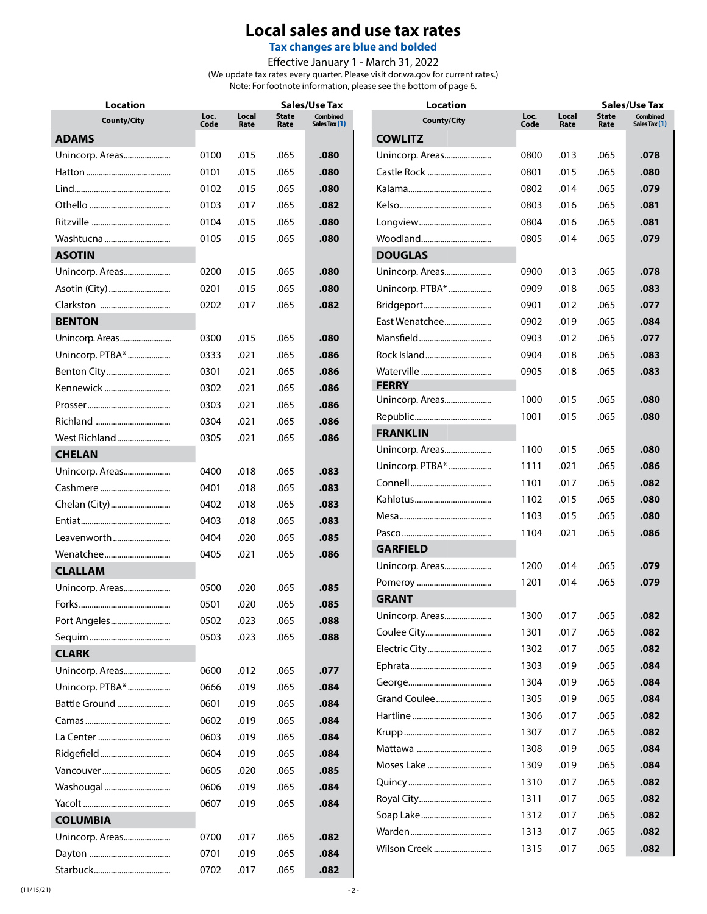# Local sales and use tax rates

### Tax changes are blue and bolded

Effective January 1 - March 31, 2022

(We update tax rates every quarter. Please visit dor.wa.gov for current rates.)

Note: For footnote information, please see the bottom of page 6.

| Location County/City | Loc. Code | Local Rate | State Rate | Combined Sales Tax (1) |
|---|---|---|---|---|
| **ADAMS** | | | | |
| Unincorp. Areas | 0100 | .015 | .065 | **.080** |
| Hatton | 0101 | .015 | .065 | **.080** |
| Lind | 0102 | .015 | .065 | **.080** |
| Othello | 0103 | .017 | .065 | **.082** |
| Ritzville | 0104 | .015 | .065 | **.080** |
| Washtucna | 0105 | .015 | .065 | **.080** |
| **ASOTIN** | | | | |
| Unincorp. Areas | 0200 | .015 | .065 | **.080** |
| Asotin (City) | 0201 | .015 | .065 | **.080** |
| Clarkston | 0202 | .017 | .065 | **.082** |
| **BENTON** | | | | |
| Unincorp. Areas | 0300 | .015 | .065 | **.080** |
| Unincorp. PTBA* | 0333 | .021 | .065 | **.086** |
| Benton City | 0301 | .021 | .065 | **.086** |
| Kennewick | 0302 | .021 | .065 | **.086** |
| Prosser | 0303 | .021 | .065 | **.086** |
| Richland | 0304 | .021 | .065 | **.086** |
| West Richland | 0305 | .021 | .065 | **.086** |
| **CHELAN** | | | | |
| Unincorp. Areas | 0400 | .018 | .065 | **.083** |
| Cashmere | 0401 | .018 | .065 | **.083** |
| Chelan (City) | 0402 | .018 | .065 | **.083** |
| Entiat | 0403 | .018 | .065 | **.083** |
| Leavenworth | 0404 | .020 | .065 | **.085** |
| Wenatchee | 0405 | .021 | .065 | **.086** |
| **CLALLAM** | | | | |
| Unincorp. Areas | 0500 | .020 | .065 | **.085** |
| Forks | 0501 | .020 | .065 | **.085** |
| Port Angeles | 0502 | .023 | .065 | **.088** |
| Sequim | 0503 | .023 | .065 | **.088** |
| **CLARK** | | | | |
| Unincorp. Areas | 0600 | .012 | .065 | **.077** |
| Unincorp. PTBA* | 0666 | .019 | .065 | **.084** |
| Battle Ground | 0601 | .019 | .065 | **.084** |
| Camas | 0602 | .019 | .065 | **.084** |
| La Center | 0603 | .019 | .065 | **.084** |
| Ridgefield | 0604 | .019 | .065 | **.084** |
| Vancouver | 0605 | .020 | .065 | **.085** |
| Washougal | 0606 | .019 | .065 | **.084** |
| Yacolt | 0607 | .019 | .065 | **.084** |
| **COLUMBIA** | | | | |
| Unincorp. Areas | 0700 | .017 | .065 | **.082** |
| Dayton | 0701 | .019 | .065 | **.084** |
| Starbuck | 0702 | .017 | .065 | **.082** |
| **COWLITZ** | | | | |
| Unincorp. Areas | 0800 | .013 | .065 | **.078** |
| Castle Rock | 0801 | .015 | .065 | **.080** |
| Kalama | 0802 | .014 | .065 | **.079** |
| Kelso | 0803 | .016 | .065 | **.081** |
| Longview | 0804 | .016 | .065 | **.081** |
| Woodland | 0805 | .014 | .065 | **.079** |
| **DOUGLAS** | | | | |
| Unincorp. Areas | 0900 | .013 | .065 | **.078** |
| Unincorp. PTBA* | 0909 | .018 | .065 | **.083** |
| Bridgeport | 0901 | .012 | .065 | **.077** |
| East Wenatchee | 0902 | .019 | .065 | **.084** |
| Mansfield | 0903 | .012 | .065 | **.077** |
| Rock Island | 0904 | .018 | .065 | **.083** |
| Waterville | 0905 | .018 | .065 | **.083** |
| **FERRY** | | | | |
| Unincorp. Areas | 1000 | .015 | .065 | **.080** |
| Republic | 1001 | .015 | .065 | **.080** |
| **FRANKLIN** | | | | |
| Unincorp. Areas | 1100 | .015 | .065 | **.080** |
| Unincorp. PTBA* | 1111 | .021 | .065 | **.086** |
| Connell | 1101 | .017 | .065 | **.082** |
| Kahlotus | 1102 | .015 | .065 | **.080** |
| Mesa | 1103 | .015 | .065 | **.080** |
| Pasco | 1104 | .021 | .065 | **.086** |
| **GARFIELD** | | | | |
| Unincorp. Areas | 1200 | .014 | .065 | **.079** |
| Pomeroy | 1201 | .014 | .065 | **.079** |
| **GRANT** | | | | |
| Unincorp. Areas | 1300 | .017 | .065 | **.082** |
| Coulee City | 1301 | .017 | .065 | **.082** |
| Electric City | 1302 | .017 | .065 | **.082** |
| Ephrata | 1303 | .019 | .065 | **.084** |
| George | 1304 | .019 | .065 | **.084** |
| Grand Coulee | 1305 | .019 | .065 | **.084** |
| Hartline | 1306 | .017 | .065 | **.082** |
| Krupp | 1307 | .017 | .065 | **.082** |
| Mattawa | 1308 | .019 | .065 | **.084** |
| Moses Lake | 1309 | .019 | .065 | **.084** |
| Quincy | 1310 | .017 | .065 | **.082** |
| Royal City | 1311 | .017 | .065 | **.082** |
| Soap Lake | 1312 | .017 | .065 | **.082** |
| Warden | 1313 | .017 | .065 | **.082** |
| Wilson Creek | 1315 | .017 | .065 | **.082** |

(11/15/21)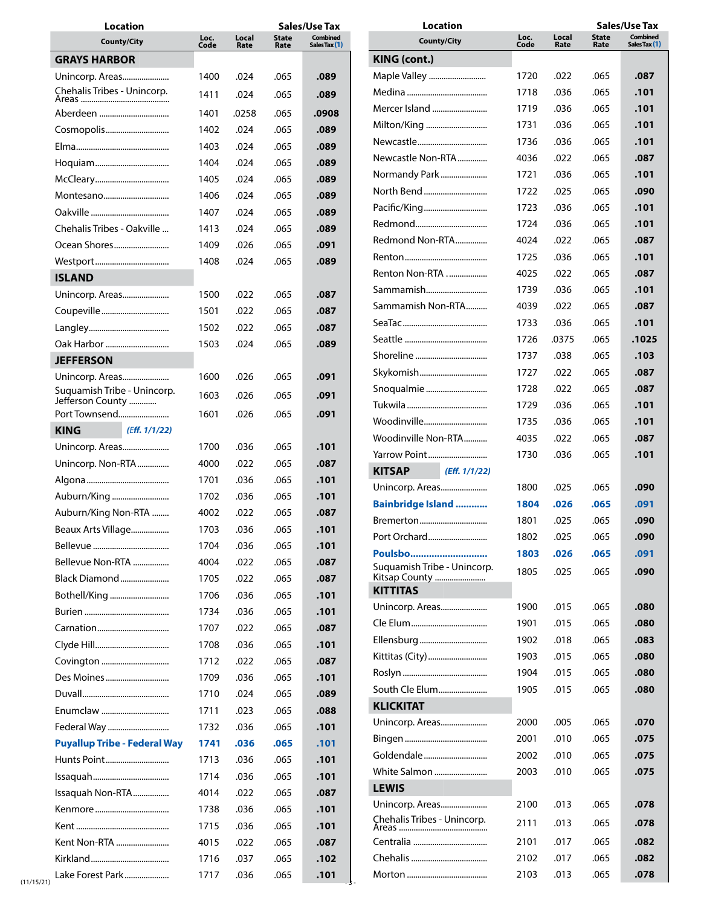| Location County/City | Loc. Code | Local Rate | State Rate | Combined Sales Tax (1) |
|---|---|---|---|---|
| **GRAYS HARBOR** | | | | |
| Unincorp. Areas | 1400 | .024 | .065 | **.089** |
| Chehalis Tribes - Unincorp. Areas | 1411 | .024 | .065 | **.089** |
| Aberdeen | 1401 | .0258 | .065 | **.0908** |
| Cosmopolis | 1402 | .024 | .065 | **.089** |
| Elma | 1403 | .024 | .065 | **.089** |
| Hoquiam | 1404 | .024 | .065 | **.089** |
| McCleary | 1405 | .024 | .065 | **.089** |
| Montesano | 1406 | .024 | .065 | **.089** |
| Oakville | 1407 | .024 | .065 | **.089** |
| Chehalis Tribes - Oakville | 1413 | .024 | .065 | **.089** |
| Ocean Shores | 1409 | .026 | .065 | **.091** |
| Westport | 1408 | .024 | .065 | **.089** |
| **ISLAND** | | | | |
| Unincorp. Areas | 1500 | .022 | .065 | **.087** |
| Coupeville | 1501 | .022 | .065 | **.087** |
| Langley | 1502 | .022 | .065 | **.087** |
| Oak Harbor | 1503 | .024 | .065 | **.089** |
| **JEFFERSON** | | | | |
| Unincorp. Areas | 1600 | .026 | .065 | **.091** |
| Suquamish Tribe - Unincorp. Jefferson County | 1603 | .026 | .065 | **.091** |
| Port Townsend | 1601 | .026 | .065 | **.091** |
| **KING** *(Eff. 1/1/22)* | | | | |
| Unincorp. Areas | 1700 | .036 | .065 | **.101** |
| Unincorp. Non-RTA | 4000 | .022 | .065 | **.087** |
| Algona | 1701 | .036 | .065 | **.101** |
| Auburn/King | 1702 | .036 | .065 | **.101** |
| Auburn/King Non-RTA | 4002 | .022 | .065 | **.087** |
| Beaux Arts Village | 1703 | .036 | .065 | **.101** |
| Bellevue | 1704 | .036 | .065 | **.101** |
| Bellevue Non-RTA | 4004 | .022 | .065 | **.087** |
| Black Diamond | 1705 | .022 | .065 | **.087** |
| Bothell/King | 1706 | .036 | .065 | **.101** |
| Burien | 1734 | .036 | .065 | **.101** |
| Carnation | 1707 | .022 | .065 | **.087** |
| Clyde Hill | 1708 | .036 | .065 | **.101** |
| Covington | 1712 | .022 | .065 | **.087** |
| Des Moines | 1709 | .036 | .065 | **.101** |
| Duvall | 1710 | .024 | .065 | **.089** |
| Enumclaw | 1711 | .023 | .065 | **.088** |
| Federal Way | 1732 | .036 | .065 | **.101** |
| **Puyallup Tribe - Federal Way** | **1741** | **.036** | **.065** | **.101** |
| Hunts Point | 1713 | .036 | .065 | **.101** |
| Issaquah | 1714 | .036 | .065 | **.101** |
| Issaquah Non-RTA | 4014 | .022 | .065 | **.087** |
| Kenmore | 1738 | .036 | .065 | **.101** |
| Kent | 1715 | .036 | .065 | **.101** |
| Kent Non-RTA | 4015 | .022 | .065 | **.087** |
| Kirkland | 1716 | .037 | .065 | **.102** |
| Lake Forest Park | 1717 | .036 | .065 | **.101** |
| **KING (cont.)** | | | | |
| Maple Valley | 1720 | .022 | .065 | **.087** |
| Medina | 1718 | .036 | .065 | **.101** |
| Mercer Island | 1719 | .036 | .065 | **.101** |
| Milton/King | 1731 | .036 | .065 | **.101** |
| Newcastle | 1736 | .036 | .065 | **.101** |
| Newcastle Non-RTA | 4036 | .022 | .065 | **.087** |
| Normandy Park | 1721 | .036 | .065 | **.101** |
| North Bend | 1722 | .025 | .065 | **.090** |
| Pacific/King | 1723 | .036 | .065 | **.101** |
| Redmond | 1724 | .036 | .065 | **.101** |
| Redmond Non-RTA | 4024 | .022 | .065 | **.087** |
| Renton | 1725 | .036 | .065 | **.101** |
| Renton Non-RTA | 4025 | .022 | .065 | **.087** |
| Sammamish | 1739 | .036 | .065 | **.101** |
| Sammamish Non-RTA | 4039 | .022 | .065 | **.087** |
| SeaTac | 1733 | .036 | .065 | **.101** |
| Seattle | 1726 | .0375 | .065 | **.1025** |
| Shoreline | 1737 | .038 | .065 | **.103** |
| Skykomish | 1727 | .022 | .065 | **.087** |
| Snoqualmie | 1728 | .022 | .065 | **.087** |
| Tukwila | 1729 | .036 | .065 | **.101** |
| Woodinville | 1735 | .036 | .065 | **.101** |
| Woodinville Non-RTA | 4035 | .022 | .065 | **.087** |
| Yarrow Point | 1730 | .036 | .065 | **.101** |
| **KITSAP** *(Eff. 1/1/22)* | | | | |
| Unincorp. Areas | 1800 | .025 | .065 | **.090** |
| **Bainbridge Island** | **1804** | **.026** | **.065** | **.091** |
| Bremerton | 1801 | .025 | .065 | **.090** |
| Port Orchard | 1802 | .025 | .065 | **.090** |
| **Poulsbo** | **1803** | **.026** | **.065** | **.091** |
| Suquamish Tribe - Unincorp. Kitsap County | 1805 | .025 | .065 | **.090** |
| **KITTITAS** | | | | |
| Unincorp. Areas | 1900 | .015 | .065 | **.080** |
| Cle Elum | 1901 | .015 | .065 | **.080** |
| Ellensburg | 1902 | .018 | .065 | **.083** |
| Kittitas (City) | 1903 | .015 | .065 | **.080** |
| Roslyn | 1904 | .015 | .065 | **.080** |
| South Cle Elum | 1905 | .015 | .065 | **.080** |
| **KLICKITAT** | | | | |
| Unincorp. Areas | 2000 | .005 | .065 | **.070** |
| Bingen | 2001 | .010 | .065 | **.075** |
| Goldendale | 2002 | .010 | .065 | **.075** |
| White Salmon | 2003 | .010 | .065 | **.075** |
| **LEWIS** | | | | |
| Unincorp. Areas | 2100 | .013 | .065 | **.078** |
| Chehalis Tribes - Unincorp. Areas | 2111 | .013 | .065 | **.078** |
| Centralia | 2101 | .017 | .065 | **.082** |
| Chehalis | 2102 | .017 | .065 | **.082** |
| Morton | 2103 | .013 | .065 | **.078** |

(11/15/21)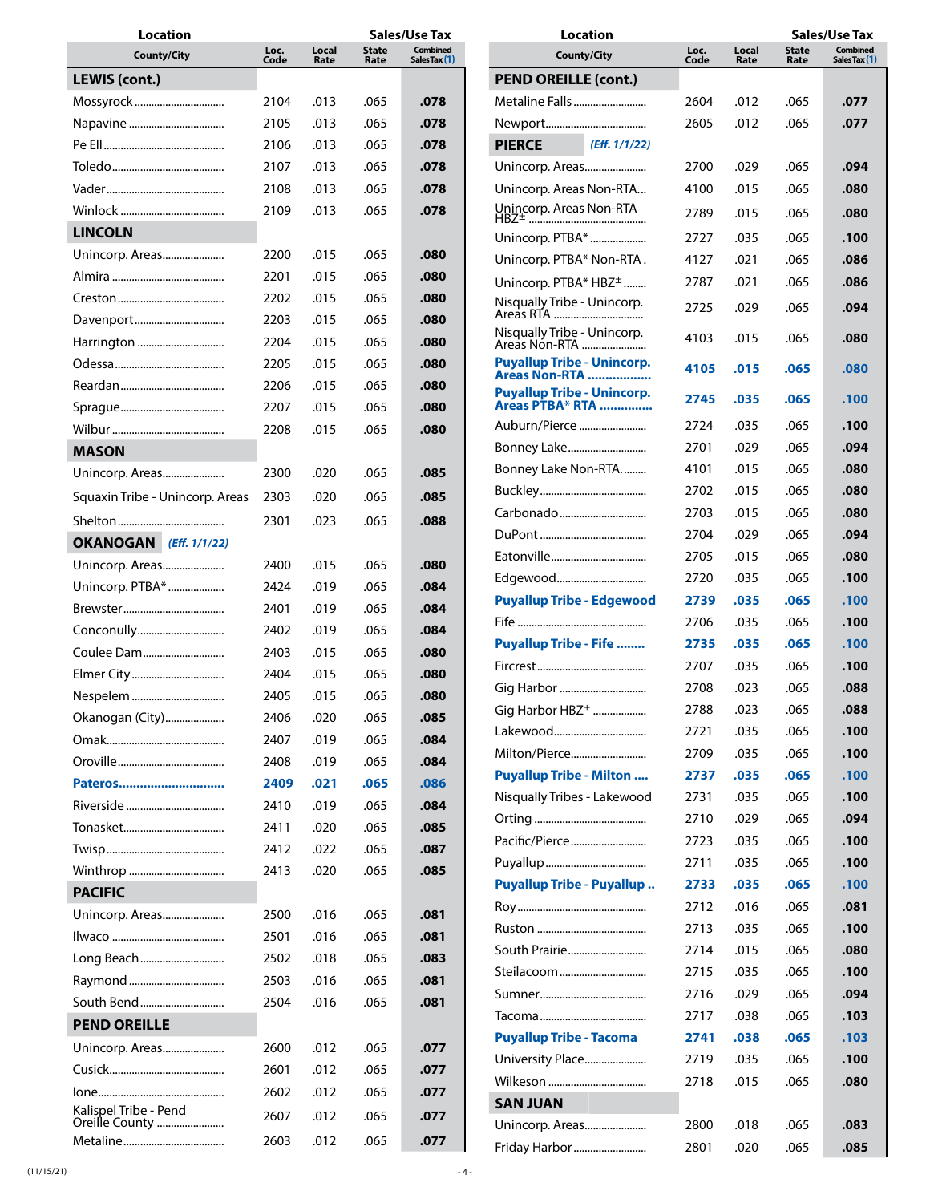| Location County/City | Loc. Code | Local Rate | State Rate | Combined Sales Tax (1) |
|---|---|---|---|---|
| **LEWIS (cont.)** | | | | |
| Mossyrock | 2104 | .013 | .065 | **.078** |
| Napavine | 2105 | .013 | .065 | **.078** |
| Pe Ell | 2106 | .013 | .065 | **.078** |
| Toledo | 2107 | .013 | .065 | **.078** |
| Vader | 2108 | .013 | .065 | **.078** |
| Winlock | 2109 | .013 | .065 | **.078** |
| **LINCOLN** | | | | |
| Unincorp. Areas | 2200 | .015 | .065 | **.080** |
| Almira | 2201 | .015 | .065 | **.080** |
| Creston | 2202 | .015 | .065 | **.080** |
| Davenport | 2203 | .015 | .065 | **.080** |
| Harrington | 2204 | .015 | .065 | **.080** |
| Odessa | 2205 | .015 | .065 | **.080** |
| Reardan | 2206 | .015 | .065 | **.080** |
| Sprague | 2207 | .015 | .065 | **.080** |
| Wilbur | 2208 | .015 | .065 | **.080** |
| **MASON** | | | | |
| Unincorp. Areas | 2300 | .020 | .065 | **.085** |
| Squaxin Tribe - Unincorp. Areas | 2303 | .020 | .065 | **.085** |
| Shelton | 2301 | .023 | .065 | **.088** |
| **OKANOGAN** *(Eff. 1/1/22)* | | | | |
| Unincorp. Areas | 2400 | .015 | .065 | **.080** |
| Unincorp. PTBA* | 2424 | .019 | .065 | **.084** |
| Brewster | 2401 | .019 | .065 | **.084** |
| Conconully | 2402 | .019 | .065 | **.084** |
| Coulee Dam | 2403 | .015 | .065 | **.080** |
| Elmer City | 2404 | .015 | .065 | **.080** |
| Nespelem | 2405 | .015 | .065 | **.080** |
| Okanogan (City) | 2406 | .020 | .065 | **.085** |
| Omak | 2407 | .019 | .065 | **.084** |
| Oroville | 2408 | .019 | .065 | **.084** |
| **Pateros** | **2409** | **.021** | **.065** | **.086** |
| Riverside | 2410 | .019 | .065 | **.084** |
| Tonasket | 2411 | .020 | .065 | **.085** |
| Twisp | 2412 | .022 | .065 | **.087** |
| Winthrop | 2413 | .020 | .065 | **.085** |
| **PACIFIC** | | | | |
| Unincorp. Areas | 2500 | .016 | .065 | **.081** |
| Ilwaco | 2501 | .016 | .065 | **.081** |
| Long Beach | 2502 | .018 | .065 | **.083** |
| Raymond | 2503 | .016 | .065 | **.081** |
| South Bend | 2504 | .016 | .065 | **.081** |
| **PEND OREILLE** | | | | |
| Unincorp. Areas | 2600 | .012 | .065 | **.077** |
| Cusick | 2601 | .012 | .065 | **.077** |
| Ione | 2602 | .012 | .065 | **.077** |
| Kalispel Tribe - Pend Oreille County | 2607 | .012 | .065 | **.077** |
| Metaline | 2603 | .012 | .065 | **.077** |
| **PEND OREILLE (cont.)** | | | | |
| Metaline Falls | 2604 | .012 | .065 | **.077** |
| Newport | 2605 | .012 | .065 | **.077** |
| **PIERCE** *(Eff. 1/1/22)* | | | | |
| Unincorp. Areas | 2700 | .029 | .065 | **.094** |
| Unincorp. Areas Non-RTA | 4100 | .015 | .065 | **.080** |
| Unincorp. Areas Non-RTA HBZ± | 2789 | .015 | .065 | **.080** |
| Unincorp. PTBA* | 2727 | .035 | .065 | **.100** |
| Unincorp. PTBA* Non-RTA | 4127 | .021 | .065 | **.086** |
| Unincorp. PTBA* HBZ± | 2787 | .021 | .065 | **.086** |
| Nisqually Tribe - Unincorp. Areas RTA | 2725 | .029 | .065 | **.094** |
| Nisqually Tribe - Unincorp. Areas Non-RTA | 4103 | .015 | .065 | **.080** |
| **Puyallup Tribe - Unincorp. Areas Non-RTA** | **4105** | **.015** | **.065** | **.080** |
| **Puyallup Tribe - Unincorp. Areas PTBA* RTA** | **2745** | **.035** | **.065** | **.100** |
| Auburn/Pierce | 2724 | .035 | .065 | **.100** |
| Bonney Lake | 2701 | .029 | .065 | **.094** |
| Bonney Lake Non-RTA | 4101 | .015 | .065 | **.080** |
| Buckley | 2702 | .015 | .065 | **.080** |
| Carbonado | 2703 | .015 | .065 | **.080** |
| DuPont | 2704 | .029 | .065 | **.094** |
| Eatonville | 2705 | .015 | .065 | **.080** |
| Edgewood | 2720 | .035 | .065 | **.100** |
| **Puyallup Tribe - Edgewood** | **2739** | **.035** | **.065** | **.100** |
| Fife | 2706 | .035 | .065 | **.100** |
| **Puyallup Tribe - Fife** | **2735** | **.035** | **.065** | **.100** |
| Fircrest | 2707 | .035 | .065 | **.100** |
| Gig Harbor | 2708 | .023 | .065 | **.088** |
| Gig Harbor HBZ± | 2788 | .023 | .065 | **.088** |
| Lakewood | 2721 | .035 | .065 | **.100** |
| Milton/Pierce | 2709 | .035 | .065 | **.100** |
| **Puyallup Tribe - Milton** | **2737** | **.035** | **.065** | **.100** |
| Nisqually Tribes - Lakewood | 2731 | .035 | .065 | **.100** |
| Orting | 2710 | .029 | .065 | **.094** |
| Pacific/Pierce | 2723 | .035 | .065 | **.100** |
| Puyallup | 2711 | .035 | .065 | **.100** |
| **Puyallup Tribe - Puyallup** | **2733** | **.035** | **.065** | **.100** |
| Roy | 2712 | .016 | .065 | **.081** |
| Ruston | 2713 | .035 | .065 | **.100** |
| South Prairie | 2714 | .015 | .065 | **.080** |
| Steilacoom | 2715 | .035 | .065 | **.100** |
| Sumner | 2716 | .029 | .065 | **.094** |
| Tacoma | 2717 | .038 | .065 | **.103** |
| **Puyallup Tribe - Tacoma** | **2741** | **.038** | **.065** | **.103** |
| University Place | 2719 | .035 | .065 | **.100** |
| Wilkeson | 2718 | .015 | .065 | **.080** |
| **SAN JUAN** | | | | |
| Unincorp. Areas | 2800 | .018 | .065 | **.083** |
| Friday Harbor | 2801 | .020 | .065 | **.085** |

(11/15/21)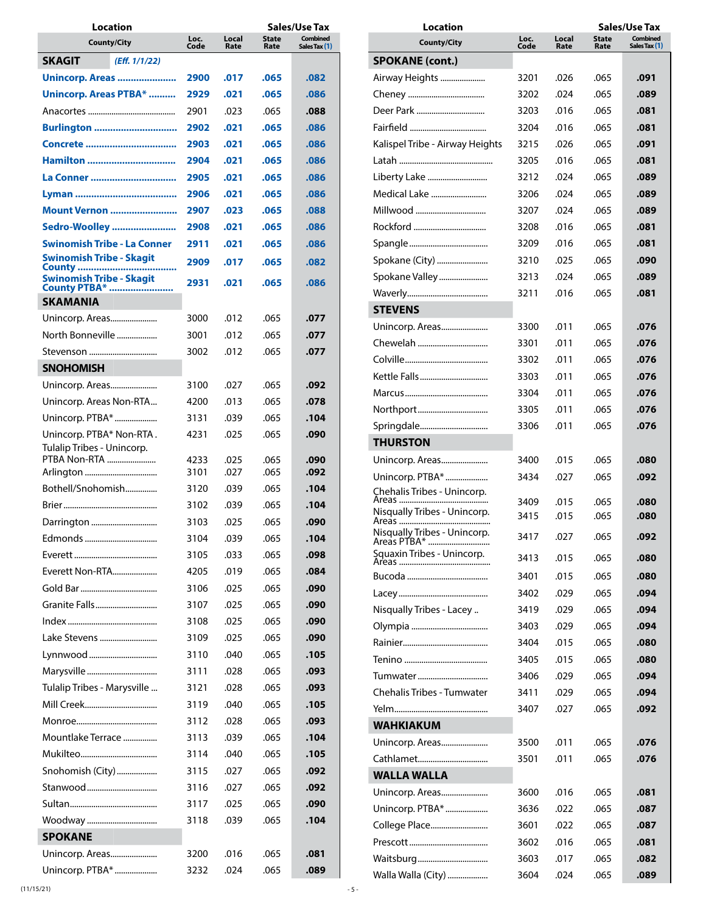| Location | | | Sales/Use Tax | |
|---|---|---|---|---|
| County/City | Loc. Code | Local Rate | State Rate | Combined Sales Tax (1) |
| **SKAGIT** *(Eff. 1/1/22)* | | | | |
| **Unincorp. Areas** | **2900** | **.017** | **.065** | **.082** |
| **Unincorp. Areas PTBA*** | **2929** | **.021** | **.065** | **.086** |
| Anacortes | 2901 | .023 | .065 | **.088** |
| **Burlington** | **2902** | **.021** | **.065** | **.086** |
| **Concrete** | **2903** | **.021** | **.065** | **.086** |
| **Hamilton** | **2904** | **.021** | **.065** | **.086** |
| **La Conner** | **2905** | **.021** | **.065** | **.086** |
| **Lyman** | **2906** | **.021** | **.065** | **.086** |
| **Mount Vernon** | **2907** | **.023** | **.065** | **.088** |
| **Sedro-Woolley** | **2908** | **.021** | **.065** | **.086** |
| **Swinomish Tribe - La Conner** | **2911** | **.021** | **.065** | **.086** |
| **Swinomish Tribe - Skagit County** | **2909** | **.017** | **.065** | **.082** |
| **Swinomish Tribe - Skagit County PTBA*** | **2931** | **.021** | **.065** | **.086** |
| **SKAMANIA** | | | | |
| Unincorp. Areas | 3000 | .012 | .065 | **.077** |
| North Bonneville | 3001 | .012 | .065 | **.077** |
| Stevenson | 3002 | .012 | .065 | **.077** |
| **SNOHOMISH** | | | | |
| Unincorp. Areas | 3100 | .027 | .065 | **.092** |
| Unincorp. Areas Non-RTA | 4200 | .013 | .065 | **.078** |
| Unincorp. PTBA* | 3131 | .039 | .065 | **.104** |
| Unincorp. PTBA* Non-RTA | 4231 | .025 | .065 | **.090** |
| Tulalip Tribes - Unincorp. PTBA Non-RTA | 4233 | .025 | .065 | **.090** |
| Arlington | 3101 | .027 | .065 | **.092** |
| Bothell/Snohomish | 3120 | .039 | .065 | **.104** |
| Brier | 3102 | .039 | .065 | **.104** |
| Darrington | 3103 | .025 | .065 | **.090** |
| Edmonds | 3104 | .039 | .065 | **.104** |
| Everett | 3105 | .033 | .065 | **.098** |
| Everett Non-RTA | 4205 | .019 | .065 | **.084** |
| Gold Bar | 3106 | .025 | .065 | **.090** |
| Granite Falls | 3107 | .025 | .065 | **.090** |
| Index | 3108 | .025 | .065 | **.090** |
| Lake Stevens | 3109 | .025 | .065 | **.090** |
| Lynnwood | 3110 | .040 | .065 | **.105** |
| Marysville | 3111 | .028 | .065 | **.093** |
| Tulalip Tribes - Marysville | 3121 | .028 | .065 | **.093** |
| Mill Creek | 3119 | .040 | .065 | **.105** |
| Monroe | 3112 | .028 | .065 | **.093** |
| Mountlake Terrace | 3113 | .039 | .065 | **.104** |
| Mukilteo | 3114 | .040 | .065 | **.105** |
| Snohomish (City) | 3115 | .027 | .065 | **.092** |
| Stanwood | 3116 | .027 | .065 | **.092** |
| Sultan | 3117 | .025 | .065 | **.090** |
| Woodway | 3118 | .039 | .065 | **.104** |
| **SPOKANE** | | | | |
| Unincorp. Areas | 3200 | .016 | .065 | **.081** |
| Unincorp. PTBA* | 3232 | .024 | .065 | **.089** |
| **SPOKANE (cont.)** | | | | |
| Airway Heights | 3201 | .026 | .065 | **.091** |
| Cheney | 3202 | .024 | .065 | **.089** |
| Deer Park | 3203 | .016 | .065 | **.081** |
| Fairfield | 3204 | .016 | .065 | **.081** |
| Kalispel Tribe - Airway Heights | 3215 | .026 | .065 | **.091** |
| Latah | 3205 | .016 | .065 | **.081** |
| Liberty Lake | 3212 | .024 | .065 | **.089** |
| Medical Lake | 3206 | .024 | .065 | **.089** |
| Millwood | 3207 | .024 | .065 | **.089** |
| Rockford | 3208 | .016 | .065 | **.081** |
| Spangle | 3209 | .016 | .065 | **.081** |
| Spokane (City) | 3210 | .025 | .065 | **.090** |
| Spokane Valley | 3213 | .024 | .065 | **.089** |
| Waverly | 3211 | .016 | .065 | **.081** |
| **STEVENS** | | | | |
| Unincorp. Areas | 3300 | .011 | .065 | **.076** |
| Chewelah | 3301 | .011 | .065 | **.076** |
| Colville | 3302 | .011 | .065 | **.076** |
| Kettle Falls | 3303 | .011 | .065 | **.076** |
| Marcus | 3304 | .011 | .065 | **.076** |
| Northport | 3305 | .011 | .065 | **.076** |
| Springdale | 3306 | .011 | .065 | **.076** |
| **THURSTON** | | | | |
| Unincorp. Areas | 3400 | .015 | .065 | **.080** |
| Unincorp. PTBA* | 3434 | .027 | .065 | **.092** |
| Chehalis Tribes - Unincorp. Areas | 3409 | .015 | .065 | **.080** |
| Nisqually Tribes - Unincorp. Areas | 3415 | .015 | .065 | **.080** |
| Nisqually Tribes - Unincorp. Areas PTBA* | 3417 | .027 | .065 | **.092** |
| Squaxin Tribes - Unincorp. Areas | 3413 | .015 | .065 | **.080** |
| Bucoda | 3401 | .015 | .065 | **.080** |
| Lacey | 3402 | .029 | .065 | **.094** |
| Nisqually Tribes - Lacey | 3419 | .029 | .065 | **.094** |
| Olympia | 3403 | .029 | .065 | **.094** |
| Rainier | 3404 | .015 | .065 | **.080** |
| Tenino | 3405 | .015 | .065 | **.080** |
| Tumwater | 3406 | .029 | .065 | **.094** |
| Chehalis Tribes - Tumwater | 3411 | .029 | .065 | **.094** |
| Yelm | 3407 | .027 | .065 | **.092** |
| **WAHKIAKUM** | | | | |
| Unincorp. Areas | 3500 | .011 | .065 | **.076** |
| Cathlamet | 3501 | .011 | .065 | **.076** |
| **WALLA WALLA** | | | | |
| Unincorp. Areas | 3600 | .016 | .065 | **.081** |
| Unincorp. PTBA* | 3636 | .022 | .065 | **.087** |
| College Place | 3601 | .022 | .065 | **.087** |
| Prescott | 3602 | .016 | .065 | **.081** |
| Waitsburg | 3603 | .017 | .065 | **.082** |
| Walla Walla (City) | 3604 | .024 | .065 | **.089** |

(11/15/21)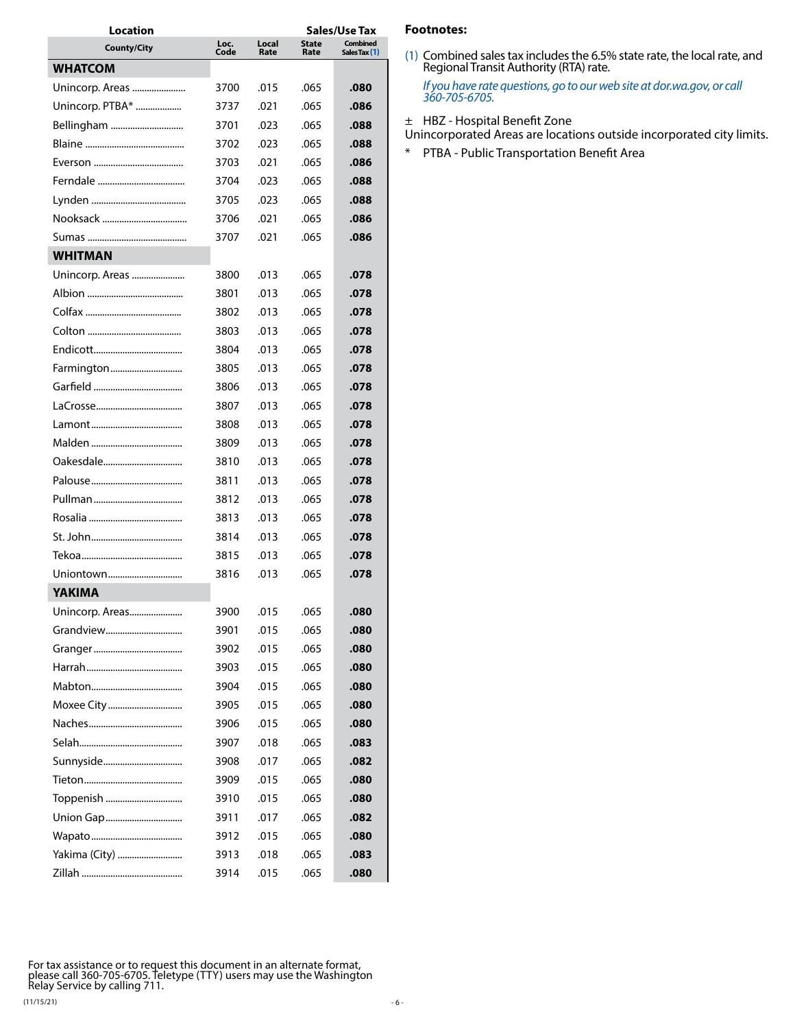| Location | | | Sales/Use Tax | |
|---|---|---|---|---|
| County/City | Loc. Code | Local Rate | State Rate | Combined Sales Tax (1) |
| **WHATCOM** | | | | |
| Unincorp. Areas | 3700 | .015 | .065 | **.080** |
| Unincorp. PTBA* | 3737 | .021 | .065 | **.086** |
| Bellingham | 3701 | .023 | .065 | **.088** |
| Blaine | 3702 | .023 | .065 | **.088** |
| Everson | 3703 | .021 | .065 | **.086** |
| Ferndale | 3704 | .023 | .065 | **.088** |
| Lynden | 3705 | .023 | .065 | **.088** |
| Nooksack | 3706 | .021 | .065 | **.086** |
| Sumas | 3707 | .021 | .065 | **.086** |
| **WHITMAN** | | | | |
| Unincorp. Areas | 3800 | .013 | .065 | **.078** |
| Albion | 3801 | .013 | .065 | **.078** |
| Colfax | 3802 | .013 | .065 | **.078** |
| Colton | 3803 | .013 | .065 | **.078** |
| Endicott | 3804 | .013 | .065 | **.078** |
| Farmington | 3805 | .013 | .065 | **.078** |
| Garfield | 3806 | .013 | .065 | **.078** |
| LaCrosse | 3807 | .013 | .065 | **.078** |
| Lamont | 3808 | .013 | .065 | **.078** |
| Malden | 3809 | .013 | .065 | **.078** |
| Oakesdale | 3810 | .013 | .065 | **.078** |
| Palouse | 3811 | .013 | .065 | **.078** |
| Pullman | 3812 | .013 | .065 | **.078** |
| Rosalia | 3813 | .013 | .065 | **.078** |
| St. John | 3814 | .013 | .065 | **.078** |
| Tekoa | 3815 | .013 | .065 | **.078** |
| Uniontown | 3816 | .013 | .065 | **.078** |
| **YAKIMA** | | | | |
| Unincorp. Areas | 3900 | .015 | .065 | **.080** |
| Grandview | 3901 | .015 | .065 | **.080** |
| Granger | 3902 | .015 | .065 | **.080** |
| Harrah | 3903 | .015 | .065 | **.080** |
| Mabton | 3904 | .015 | .065 | **.080** |
| Moxee City | 3905 | .015 | .065 | **.080** |
| Naches | 3906 | .015 | .065 | **.080** |
| Selah | 3907 | .018 | .065 | **.083** |
| Sunnyside | 3908 | .017 | .065 | **.082** |
| Tieton | 3909 | .015 | .065 | **.080** |
| Toppenish | 3910 | .015 | .065 | **.080** |
| Union Gap | 3911 | .017 | .065 | **.082** |
| Wapato | 3912 | .015 | .065 | **.080** |
| Yakima (City) | 3913 | .018 | .065 | **.083** |
| Zillah | 3914 | .015 | .065 | **.080** |

**Footnotes:**

(1) Combined sales tax includes the 6.5% state rate, the local rate, and Regional Transit Authority (RTA) rate.

*If you have rate questions, go to our web site at dor.wa.gov, or call 360-705-6705.*

± HBZ - Hospital Benefit Zone

Unincorporated Areas are locations outside incorporated city limits.

\* PTBA - Public Transportation Benefit Area

For tax assistance or to request this document in an alternate format, please call 360-705-6705. Teletype (TTY) users may use the Washington Relay Service by calling 711.

(11/15/21)